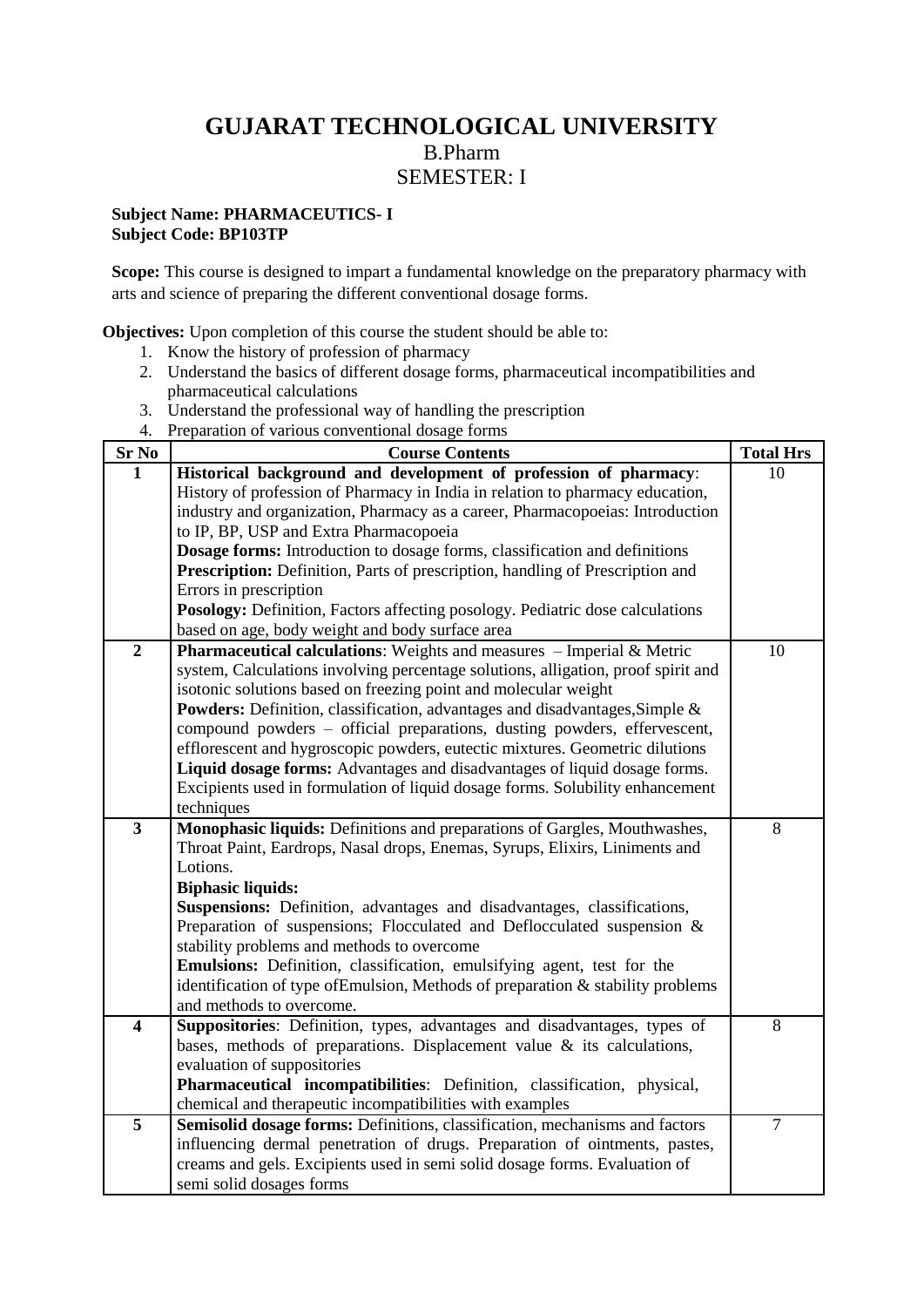# GUJARAT TECHNOLOGICAL UNIVERSITY

B.Pharm

SEMESTER: I

**Subject Name: PHARMACEUTICS- I**
**Subject Code: BP103TP**

**Scope:** This course is designed to impart a fundamental knowledge on the preparatory pharmacy with arts and science of preparing the different conventional dosage forms.

**Objectives:** Upon completion of this course the student should be able to:

1. Know the history of profession of pharmacy
2. Understand the basics of different dosage forms, pharmaceutical incompatibilities and pharmaceutical calculations
3. Understand the professional way of handling the prescription
4. Preparation of various conventional dosage forms

| Sr No | Course Contents | Total Hrs |
|---|---|---|
| **1** | **Historical background and development of profession of pharmacy**: History of profession of Pharmacy in India in relation to pharmacy education, industry and organization, Pharmacy as a career, Pharmacopoeias: Introduction to IP, BP, USP and Extra Pharmacopoeia<br>**Dosage forms:** Introduction to dosage forms, classification and definitions<br>**Prescription:** Definition, Parts of prescription, handling of Prescription and Errors in prescription<br>**Posology:** Definition, Factors affecting posology. Pediatric dose calculations based on age, body weight and body surface area | 10 |
| **2** | **Pharmaceutical calculations**: Weights and measures – Imperial & Metric system, Calculations involving percentage solutions, alligation, proof spirit and isotonic solutions based on freezing point and molecular weight<br>**Powders:** Definition, classification, advantages and disadvantages,Simple & compound powders – official preparations, dusting powders, effervescent, efflorescent and hygroscopic powders, eutectic mixtures. Geometric dilutions<br>**Liquid dosage forms:** Advantages and disadvantages of liquid dosage forms. Excipients used in formulation of liquid dosage forms. Solubility enhancement techniques | 10 |
| **3** | **Monophasic liquids:** Definitions and preparations of Gargles, Mouthwashes, Throat Paint, Eardrops, Nasal drops, Enemas, Syrups, Elixirs, Liniments and Lotions.<br>**Biphasic liquids:**<br>**Suspensions:** Definition, advantages and disadvantages, classifications, Preparation of suspensions; Flocculated and Deflocculated suspension & stability problems and methods to overcome<br>**Emulsions:** Definition, classification, emulsifying agent, test for the identification of type ofEmulsion, Methods of preparation & stability problems and methods to overcome. | 8 |
| **4** | **Suppositories**: Definition, types, advantages and disadvantages, types of bases, methods of preparations. Displacement value & its calculations, evaluation of suppositories<br>**Pharmaceutical incompatibilities**: Definition, classification, physical, chemical and therapeutic incompatibilities with examples | 8 |
| **5** | **Semisolid dosage forms:** Definitions, classification, mechanisms and factors influencing dermal penetration of drugs. Preparation of ointments, pastes, creams and gels. Excipients used in semi solid dosage forms. Evaluation of semi solid dosages forms | 7 |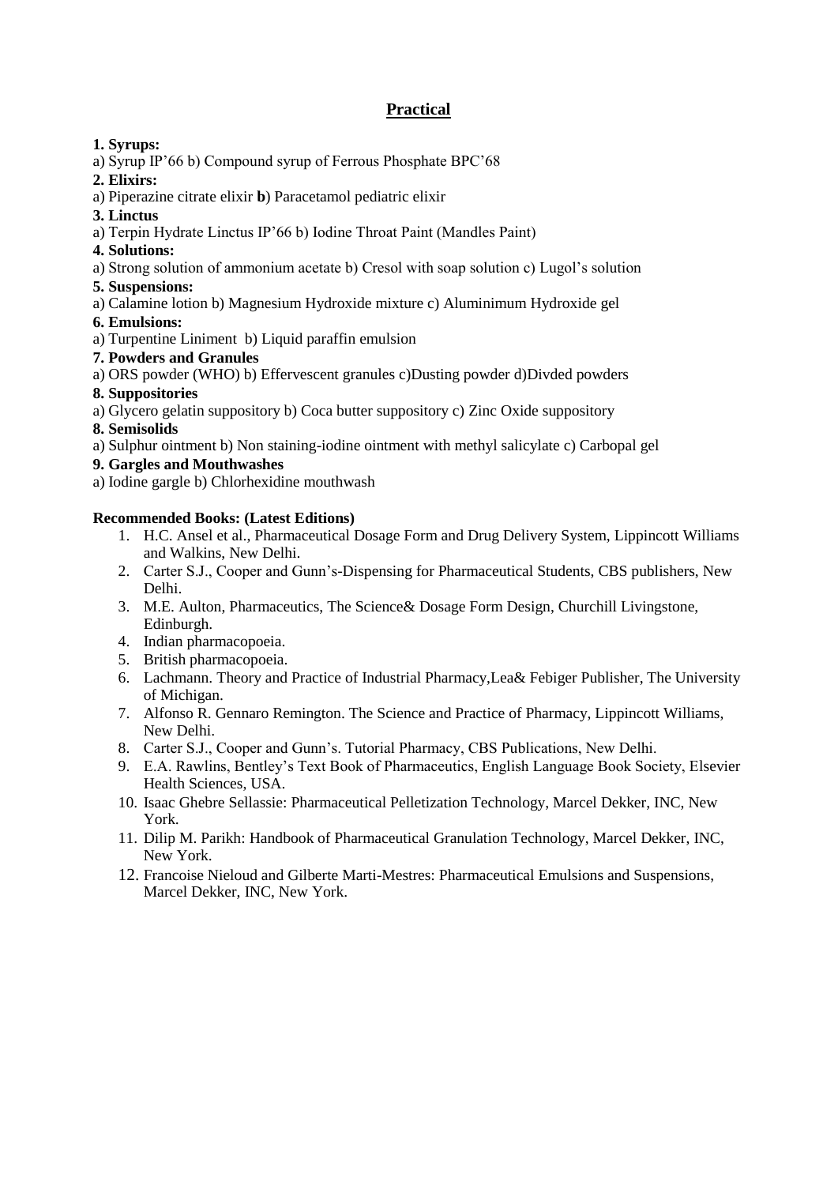## Practical

**1. Syrups:**

a) Syrup IP'66 b) Compound syrup of Ferrous Phosphate BPC'68

**2. Elixirs:**

a) Piperazine citrate elixir **b**) Paracetamol pediatric elixir

**3. Linctus**

a) Terpin Hydrate Linctus IP'66 b) Iodine Throat Paint (Mandles Paint)

**4. Solutions:**

a) Strong solution of ammonium acetate b) Cresol with soap solution c) Lugol's solution

**5. Suspensions:**

a) Calamine lotion b) Magnesium Hydroxide mixture c) Aluminimum Hydroxide gel

**6. Emulsions:**

a) Turpentine Liniment b) Liquid paraffin emulsion

**7. Powders and Granules**

a) ORS powder (WHO) b) Effervescent granules c)Dusting powder d)Divded powders

**8. Suppositories**

a) Glycero gelatin suppository b) Coca butter suppository c) Zinc Oxide suppository

**8. Semisolids**

a) Sulphur ointment b) Non staining-iodine ointment with methyl salicylate c) Carbopal gel

**9. Gargles and Mouthwashes**

a) Iodine gargle b) Chlorhexidine mouthwash

**Recommended Books: (Latest Editions)**

1. H.C. Ansel et al., Pharmaceutical Dosage Form and Drug Delivery System, Lippincott Williams and Walkins, New Delhi.
2. Carter S.J., Cooper and Gunn's-Dispensing for Pharmaceutical Students, CBS publishers, New Delhi.
3. M.E. Aulton, Pharmaceutics, The Science& Dosage Form Design, Churchill Livingstone, Edinburgh.
4. Indian pharmacopoeia.
5. British pharmacopoeia.
6. Lachmann. Theory and Practice of Industrial Pharmacy,Lea& Febiger Publisher, The University of Michigan.
7. Alfonso R. Gennaro Remington. The Science and Practice of Pharmacy, Lippincott Williams, New Delhi.
8. Carter S.J., Cooper and Gunn's. Tutorial Pharmacy, CBS Publications, New Delhi.
9. E.A. Rawlins, Bentley's Text Book of Pharmaceutics, English Language Book Society, Elsevier Health Sciences, USA.
10. Isaac Ghebre Sellassie: Pharmaceutical Pelletization Technology, Marcel Dekker, INC, New York.
11. Dilip M. Parikh: Handbook of Pharmaceutical Granulation Technology, Marcel Dekker, INC, New York.
12. Francoise Nieloud and Gilberte Marti-Mestres: Pharmaceutical Emulsions and Suspensions, Marcel Dekker, INC, New York.